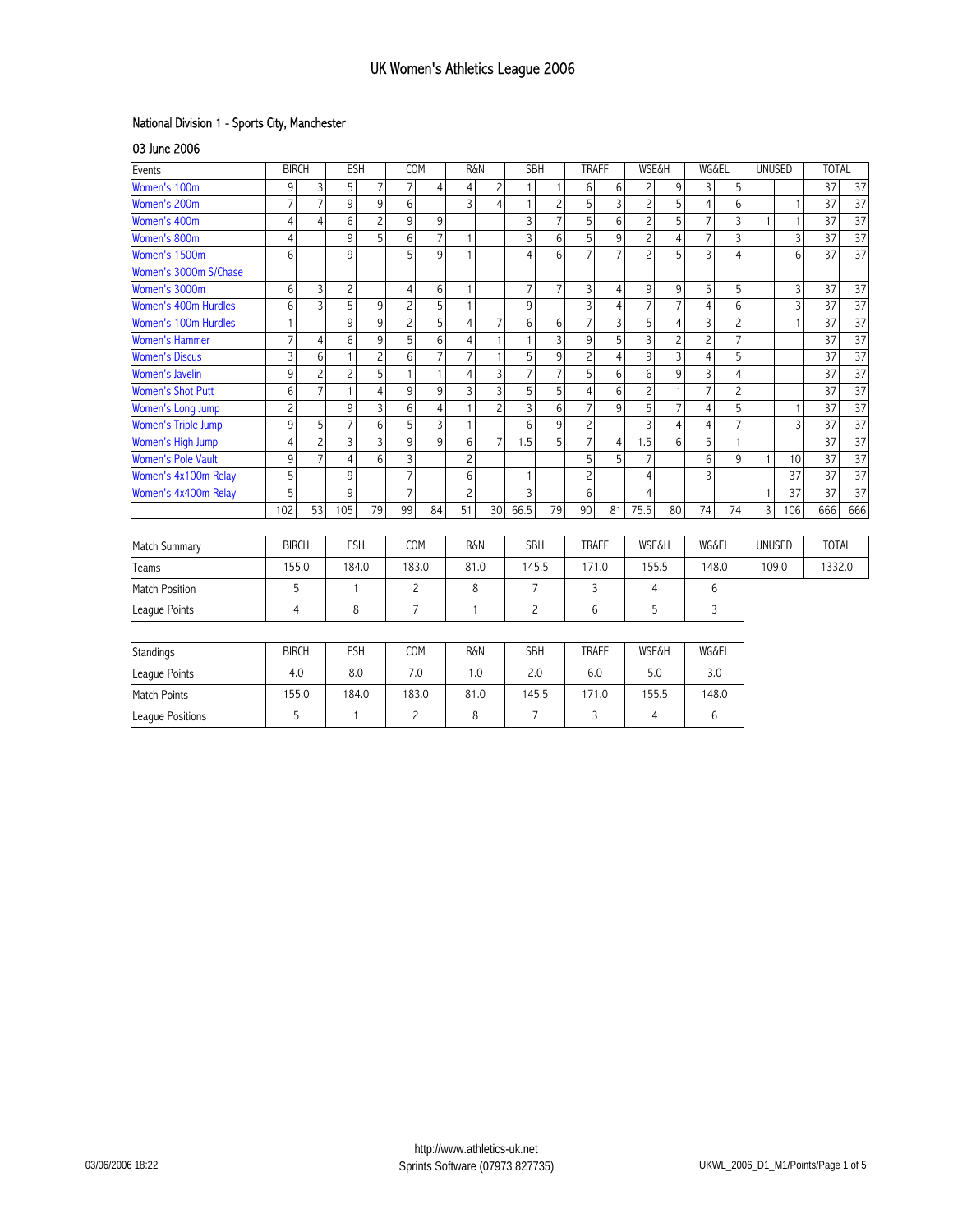# UK Women's Athletics League 2006

National Division 1 - Sports City, Manchester

03 June 2006

| Events | BIRCH | | ESH | | COM | | R&N | | SBH | | TRAFF | | WSE&H | | WG&EL | | UNUSED | | TOTAL | |
|---|---|---|---|---|---|---|---|---|---|---|---|---|---|---|---|---|---|---|---|---|
| Women's 100m | 9 | 3 | 5 | 7 | 7 | 4 | 4 | 2 | 1 | 1 | 6 | 6 | 2 | 9 | 3 | 5 | | | 37 | 37 |
| Women's 200m | 7 | 7 | 9 | 9 | 6 | | 3 | 4 | 1 | 2 | 5 | 3 | 2 | 5 | 4 | 6 | | 1 | 37 | 37 |
| Women's 400m | 4 | 4 | 6 | 2 | 9 | 9 | | | 3 | 7 | 5 | 6 | 2 | 5 | 7 | 3 | 1 | 1 | 37 | 37 |
| Women's 800m | 4 | | 9 | 5 | 6 | 7 | 1 | | 3 | 6 | 5 | 9 | 2 | 4 | 7 | 3 | | 3 | 37 | 37 |
| Women's 1500m | 6 | | 9 | | 5 | 9 | 1 | | 4 | 6 | 7 | 7 | 2 | 5 | 3 | 4 | | 6 | 37 | 37 |
| Women's 3000m S/Chase | | | | | | | | | | | | | | | | | | | | |
| Women's 3000m | 6 | 3 | 2 | | 4 | 6 | 1 | | 7 | 7 | 3 | 4 | 9 | 9 | 5 | 5 | | 3 | 37 | 37 |
| Women's 400m Hurdles | 6 | 3 | 5 | 9 | 2 | 5 | 1 | | 9 | | 3 | 4 | 7 | 7 | 4 | 6 | | 3 | 37 | 37 |
| Women's 100m Hurdles | 1 | | 9 | 9 | 2 | 5 | 4 | 7 | 6 | 6 | 7 | 3 | 5 | 4 | 3 | 2 | | 1 | 37 | 37 |
| Women's Hammer | 7 | 4 | 6 | 9 | 5 | 6 | 4 | 1 | 1 | 3 | 9 | 5 | 3 | 2 | 2 | 7 | | | 37 | 37 |
| Women's Discus | 3 | 6 | 1 | 2 | 6 | 7 | 7 | 1 | 5 | 9 | 2 | 4 | 9 | 3 | 4 | 5 | | | 37 | 37 |
| Women's Javelin | 9 | 2 | 2 | 5 | 1 | 1 | 4 | 3 | 7 | 7 | 5 | 6 | 6 | 9 | 3 | 4 | | | 37 | 37 |
| Women's Shot Putt | 6 | 7 | 1 | 4 | 9 | 9 | 3 | 3 | 5 | 5 | 4 | 6 | 2 | 1 | 7 | 2 | | | 37 | 37 |
| Women's Long Jump | 2 | | 9 | 3 | 6 | 4 | 1 | 2 | 3 | 6 | 7 | 9 | 5 | 7 | 4 | 5 | | 1 | 37 | 37 |
| Women's Triple Jump | 9 | 5 | 7 | 6 | 5 | 3 | 1 | | 6 | 9 | 2 | | 3 | 4 | 4 | 7 | | 3 | 37 | 37 |
| Women's High Jump | 4 | 2 | 3 | 3 | 9 | 9 | 6 | 7 | 1.5 | 5 | 7 | 4 | 1.5 | 6 | 5 | 1 | | | 37 | 37 |
| Women's Pole Vault | 9 | 7 | 4 | 6 | 3 | | 2 | | | | 5 | 5 | 7 | | 6 | 9 | 1 | 10 | 37 | 37 |
| Women's 4x100m Relay | 5 | | 9 | | 7 | | 6 | | 1 | | 2 | | 4 | | 3 | | | 37 | 37 | 37 |
| Women's 4x400m Relay | 5 | | 9 | | 7 | | 2 | | 3 | | 6 | | 4 | | | | 1 | 37 | 37 | 37 |
| | 102 | 53 | 105 | 79 | 99 | 84 | 51 | 30 | 66.5 | 79 | 90 | 81 | 75.5 | 80 | 74 | 74 | 3 | 106 | 666 | 666 |

| Match Summary | BIRCH | ESH | COM | R&N | SBH | TRAFF | WSE&H | WG&EL | UNUSED | TOTAL |
|---|---|---|---|---|---|---|---|---|---|---|
| Teams | 155.0 | 184.0 | 183.0 | 81.0 | 145.5 | 171.0 | 155.5 | 148.0 | 109.0 | 1332.0 |
| Match Position | 5 | 1 | 2 | 8 | 7 | 3 | 4 | 6 | | |
| League Points | 4 | 8 | 7 | 1 | 2 | 6 | 5 | 3 | | |

| Standings | BIRCH | ESH | COM | R&N | SBH | TRAFF | WSE&H | WG&EL |
|---|---|---|---|---|---|---|---|---|
| League Points | 4.0 | 8.0 | 7.0 | 1.0 | 2.0 | 6.0 | 5.0 | 3.0 |
| Match Points | 155.0 | 184.0 | 183.0 | 81.0 | 145.5 | 171.0 | 155.5 | 148.0 |
| League Positions | 5 | 1 | 2 | 8 | 7 | 3 | 4 | 6 |

03/06/2006 18:22

http://www.athletics-uk.net
Sprints Software (07973 827735)

UKWL_2006_D1_M1/Points/Page 1 of 5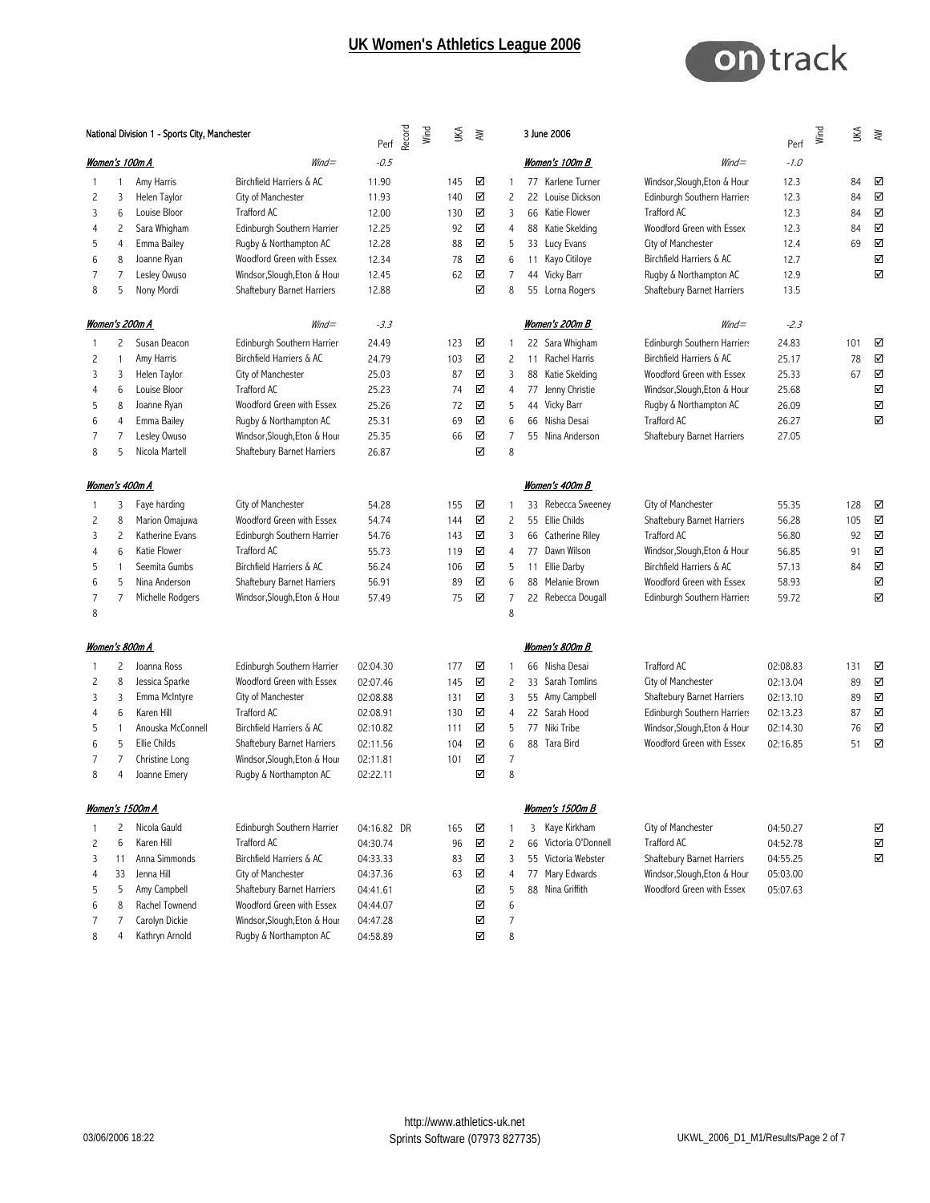# UK Women's Athletics League 2006

National Division 1 - Sports City, Manchester — 3 June 2006

### Women's 100m A — Wind= -0.5

| Pos | No | Name | Club | Perf | Record | Wind | UKA | AW |
|---|---|---|---|---|---|---|---|---|
| 1 | 1 | Amy Harris | Birchfield Harriers & AC | 11.90 | | | 145 | ☑ |
| 2 | 3 | Helen Taylor | City of Manchester | 11.93 | | | 140 | ☑ |
| 3 | 6 | Louise Bloor | Trafford AC | 12.00 | | | 130 | ☑ |
| 4 | 2 | Sara Whigham | Edinburgh Southern Harrier | 12.25 | | | 92 | ☑ |
| 5 | 4 | Emma Bailey | Rugby & Northampton AC | 12.28 | | | 88 | ☑ |
| 6 | 8 | Joanne Ryan | Woodford Green with Essex | 12.34 | | | 78 | ☑ |
| 7 | 7 | Lesley Owuso | Windsor,Slough,Eton & Hour | 12.45 | | | 62 | ☑ |
| 8 | 5 | Nony Mordi | Shaftebury Barnet Harriers | 12.88 | | | | ☑ |

### Women's 100m B — Wind= -1.0

| Pos | No | Name | Club | Perf | Wind | UKA | AW |
|---|---|---|---|---|---|---|---|
| 1 | 77 | Karlene Turner | Windsor,Slough,Eton & Hour | 12.3 | | 84 | ☑ |
| 2 | 22 | Louise Dickson | Edinburgh Southern Harriers | 12.3 | | 84 | ☑ |
| 3 | 66 | Katie Flower | Trafford AC | 12.3 | | 84 | ☑ |
| 4 | 88 | Katie Skelding | Woodford Green with Essex | 12.3 | | 84 | ☑ |
| 5 | 33 | Lucy Evans | City of Manchester | 12.4 | | 69 | ☑ |
| 6 | 11 | Kayo Citiloye | Birchfield Harriers & AC | 12.7 | | | ☑ |
| 7 | 44 | Vicky Barr | Rugby & Northampton AC | 12.9 | | | ☑ |
| 8 | 55 | Lorna Rogers | Shaftebury Barnet Harriers | 13.5 | | | |

### Women's 200m A — Wind= -3.3

| Pos | No | Name | Club | Perf | Record | Wind | UKA | AW |
|---|---|---|---|---|---|---|---|---|
| 1 | 2 | Susan Deacon | Edinburgh Southern Harrier | 24.49 | | | 123 | ☑ |
| 2 | 1 | Amy Harris | Birchfield Harriers & AC | 24.79 | | | 103 | ☑ |
| 3 | 3 | Helen Taylor | City of Manchester | 25.03 | | | 87 | ☑ |
| 4 | 6 | Louise Bloor | Trafford AC | 25.23 | | | 74 | ☑ |
| 5 | 8 | Joanne Ryan | Woodford Green with Essex | 25.26 | | | 72 | ☑ |
| 6 | 4 | Emma Bailey | Rugby & Northampton AC | 25.31 | | | 69 | ☑ |
| 7 | 7 | Lesley Owuso | Windsor,Slough,Eton & Hour | 25.35 | | | 66 | ☑ |
| 8 | 5 | Nicola Martell | Shaftebury Barnet Harriers | 26.87 | | | | ☑ |

### Women's 200m B — Wind= -2.3

| Pos | No | Name | Club | Perf | Wind | UKA | AW |
|---|---|---|---|---|---|---|---|
| 1 | 22 | Sara Whigham | Edinburgh Southern Harriers | 24.83 | | 101 | ☑ |
| 2 | 11 | Rachel Harris | Birchfield Harriers & AC | 25.17 | | 78 | ☑ |
| 3 | 88 | Katie Skelding | Woodford Green with Essex | 25.33 | | 67 | ☑ |
| 4 | 77 | Jenny Christie | Windsor,Slough,Eton & Hour | 25.68 | | | ☑ |
| 5 | 44 | Vicky Barr | Rugby & Northampton AC | 26.09 | | | ☑ |
| 6 | 66 | Nisha Desai | Trafford AC | 26.27 | | | ☑ |
| 7 | 55 | Nina Anderson | Shaftebury Barnet Harriers | 27.05 | | | |
| 8 | | | | | | | |

### Women's 400m A

| Pos | No | Name | Club | Perf | Record | Wind | UKA | AW |
|---|---|---|---|---|---|---|---|---|
| 1 | 3 | Faye harding | City of Manchester | 54.28 | | | 155 | ☑ |
| 2 | 8 | Marion Omajuwa | Woodford Green with Essex | 54.74 | | | 144 | ☑ |
| 3 | 2 | Katherine Evans | Edinburgh Southern Harrier | 54.76 | | | 143 | ☑ |
| 4 | 6 | Katie Flower | Trafford AC | 55.73 | | | 119 | ☑ |
| 5 | 1 | Seemita Gumbs | Birchfield Harriers & AC | 56.24 | | | 106 | ☑ |
| 6 | 5 | Nina Anderson | Shaftebury Barnet Harriers | 56.91 | | | 89 | ☑ |
| 7 | 7 | Michelle Rodgers | Windsor,Slough,Eton & Hour | 57.49 | | | 75 | ☑ |
| 8 | | | | | | | | |

### Women's 400m B

| Pos | No | Name | Club | Perf | Wind | UKA | AW |
|---|---|---|---|---|---|---|---|
| 1 | 33 | Rebecca Sweeney | City of Manchester | 55.35 | | 128 | ☑ |
| 2 | 55 | Ellie Childs | Shaftebury Barnet Harriers | 56.28 | | 105 | ☑ |
| 3 | 66 | Catherine Riley | Trafford AC | 56.80 | | 92 | ☑ |
| 4 | 77 | Dawn Wilson | Windsor,Slough,Eton & Hour | 56.85 | | 91 | ☑ |
| 5 | 11 | Ellie Darby | Birchfield Harriers & AC | 57.13 | | 84 | ☑ |
| 6 | 88 | Melanie Brown | Woodford Green with Essex | 58.93 | | | ☑ |
| 7 | 22 | Rebecca Dougall | Edinburgh Southern Harriers | 59.72 | | | ☑ |
| 8 | | | | | | | |

### Women's 800m A

| Pos | No | Name | Club | Perf | Record | Wind | UKA | AW |
|---|---|---|---|---|---|---|---|---|
| 1 | 2 | Joanna Ross | Edinburgh Southern Harrier | 02:04.30 | | | 177 | ☑ |
| 2 | 8 | Jessica Sparke | Woodford Green with Essex | 02:07.46 | | | 145 | ☑ |
| 3 | 3 | Emma McIntyre | City of Manchester | 02:08.88 | | | 131 | ☑ |
| 4 | 6 | Karen Hill | Trafford AC | 02:08.91 | | | 130 | ☑ |
| 5 | 1 | Anouska McConnell | Birchfield Harriers & AC | 02:10.82 | | | 111 | ☑ |
| 6 | 5 | Ellie Childs | Shaftebury Barnet Harriers | 02:11.56 | | | 104 | ☑ |
| 7 | 7 | Christine Long | Windsor,Slough,Eton & Hour | 02:11.81 | | | 101 | ☑ |
| 8 | 4 | Joanne Emery | Rugby & Northampton AC | 02:22.11 | | | | ☑ |

### Women's 800m B

| Pos | No | Name | Club | Perf | Wind | UKA | AW |
|---|---|---|---|---|---|---|---|
| 1 | 66 | Nisha Desai | Trafford AC | 02:08.83 | | 131 | ☑ |
| 2 | 33 | Sarah Tomlins | City of Manchester | 02:13.04 | | 89 | ☑ |
| 3 | 55 | Amy Campbell | Shaftebury Barnet Harriers | 02:13.10 | | 89 | ☑ |
| 4 | 22 | Sarah Hood | Edinburgh Southern Harriers | 02:13.23 | | 87 | ☑ |
| 5 | 77 | Niki Tribe | Windsor,Slough,Eton & Hour | 02:14.30 | | 76 | ☑ |
| 6 | 88 | Tara Bird | Woodford Green with Essex | 02:16.85 | | 51 | ☑ |
| 7 | | | | | | | |
| 8 | | | | | | | |

### Women's 1500m A

| Pos | No | Name | Club | Perf | Record | Wind | UKA | AW |
|---|---|---|---|---|---|---|---|---|
| 1 | 2 | Nicola Gauld | Edinburgh Southern Harrier | 04:16.82 | DR | | 165 | ☑ |
| 2 | 6 | Karen Hill | Trafford AC | 04:30.74 | | | 96 | ☑ |
| 3 | 11 | Anna Simmonds | Birchfield Harriers & AC | 04:33.33 | | | 83 | ☑ |
| 4 | 33 | Jenna Hill | City of Manchester | 04:37.36 | | | 63 | ☑ |
| 5 | 5 | Amy Campbell | Shaftebury Barnet Harriers | 04:41.61 | | | | ☑ |
| 6 | 8 | Rachel Townend | Woodford Green with Essex | 04:44.07 | | | | ☑ |
| 7 | 7 | Carolyn Dickie | Windsor,Slough,Eton & Hour | 04:47.28 | | | | ☑ |
| 8 | 4 | Kathryn Arnold | Rugby & Northampton AC | 04:58.89 | | | | ☑ |

### Women's 1500m B

| Pos | No | Name | Club | Perf | Wind | UKA | AW |
|---|---|---|---|---|---|---|---|
| 1 | 3 | Kaye Kirkham | City of Manchester | 04:50.27 | | | ☑ |
| 2 | 66 | Victoria O'Donnell | Trafford AC | 04:52.78 | | | ☑ |
| 3 | 55 | Victoria Webster | Shaftebury Barnet Harriers | 04:55.25 | | | ☑ |
| 4 | 77 | Mary Edwards | Windsor,Slough,Eton & Hour | 05:03.00 | | | |
| 5 | 88 | Nina Griffith | Woodford Green with Essex | 05:07.63 | | | |
| 6 | | | | | | | |
| 7 | | | | | | | |
| 8 | | | | | | | |

http://www.athletics-uk.net
Sprints Software (07973 827735)

03/06/2006 18:22 — UKWL_2006_D1_M1/Results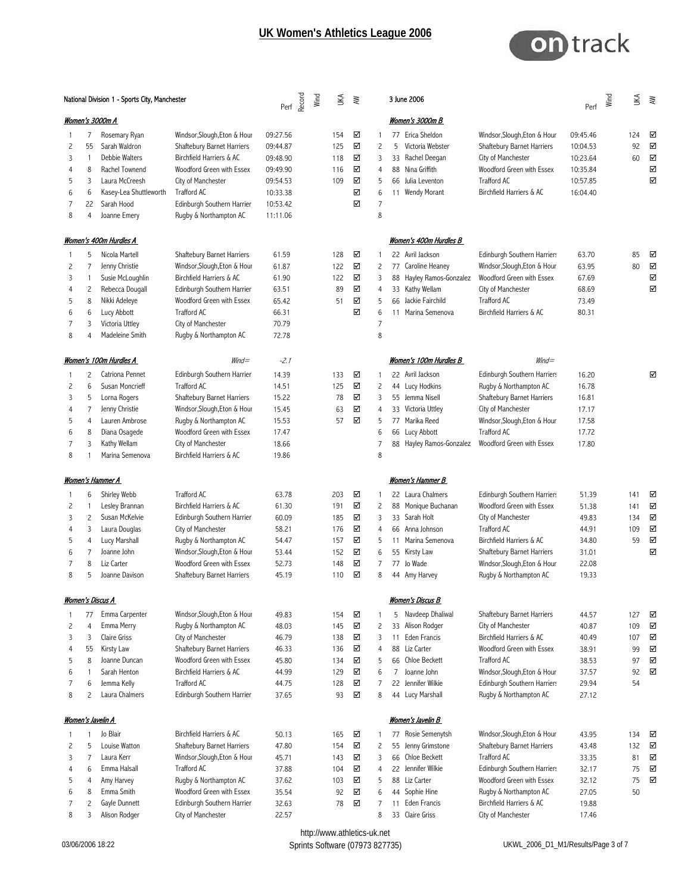# UK Women's Athletics League 2006

National Division 1 - Sports City, Manchester — 3 June 2006

### Women's 3000m A

| Pos | No | Name | Club | Perf | Record | Wind | UKA | AW |
|---|---|---|---|---|---|---|---|---|
| 1 | 7 | Rosemary Ryan | Windsor,Slough,Eton & Hour | 09:27.56 | | | 154 | ☑ |
| 2 | 55 | Sarah Waldron | Shaftesbury Barnet Harriers | 09:44.87 | | | 125 | ☑ |
| 3 | 1 | Debbie Walters | Birchfield Harriers & AC | 09:48.90 | | | 118 | ☑ |
| 4 | 8 | Rachel Townend | Woodford Green with Essex | 09:49.90 | | | 116 | ☑ |
| 5 | 3 | Laura McCreesh | City of Manchester | 09:54.53 | | | 109 | ☑ |
| 6 | 6 | Kasey-Lea Shuttleworth | Trafford AC | 10:33.38 | | | | ☑ |
| 7 | 22 | Sarah Hood | Edinburgh Southern Harrier | 10:53.42 | | | | ☑ |
| 8 | 4 | Joanne Emery | Rugby & Northampton AC | 11:11.06 | | | | |

### Women's 3000m B

| Pos | No | Name | Club | Perf | Wind | UKA | AW |
|---|---|---|---|---|---|---|---|
| 1 | 77 | Erica Sheldon | Windsor,Slough,Eton & Hour | 09:45.46 | | 124 | ☑ |
| 2 | 5 | Victoria Webster | Shaftesbury Barnet Harriers | 10:04.53 | | 92 | ☑ |
| 3 | 33 | Rachel Deegan | City of Manchester | 10:23.64 | | 60 | ☑ |
| 4 | 88 | Nina Griffith | Woodford Green with Essex | 10:35.84 | | | ☑ |
| 5 | 66 | Julia Leventon | Trafford AC | 10:57.85 | | | ☑ |
| 6 | 11 | Wendy Morant | Birchfield Harriers & AC | 16:04.40 | | | |
| 7 | | | | | | | |
| 8 | | | | | | | |

### Women's 400m Hurdles A

| Pos | No | Name | Club | Perf | Record | Wind | UKA | AW |
|---|---|---|---|---|---|---|---|---|
| 1 | 5 | Nicola Martell | Shaftesbury Barnet Harriers | 61.59 | | | 128 | ☑ |
| 2 | 7 | Jenny Christie | Windsor,Slough,Eton & Hour | 61.87 | | | 122 | ☑ |
| 3 | 1 | Susie McLoughlin | Birchfield Harriers & AC | 61.90 | | | 122 | ☑ |
| 4 | 2 | Rebecca Dougall | Edinburgh Southern Harrier | 63.51 | | | 89 | ☑ |
| 5 | 8 | Nikki Adeleye | Woodford Green with Essex | 65.42 | | | 51 | ☑ |
| 6 | 6 | Lucy Abbott | Trafford AC | 66.31 | | | | ☑ |
| 7 | 3 | Victoria Uttley | City of Manchester | 70.79 | | | | |
| 8 | 4 | Madeleine Smith | Rugby & Northampton AC | 72.78 | | | | |

### Women's 400m Hurdles B

| Pos | No | Name | Club | Perf | Wind | UKA | AW |
|---|---|---|---|---|---|---|---|
| 1 | 22 | Avril Jackson | Edinburgh Southern Harriers | 63.70 | | 85 | ☑ |
| 2 | 77 | Caroline Heaney | Windsor,Slough,Eton & Hour | 63.95 | | 80 | ☑ |
| 3 | 88 | Hayley Ramos-Gonzalez | Woodford Green with Essex | 67.69 | | | ☑ |
| 4 | 33 | Kathy Wellam | City of Manchester | 68.69 | | | ☑ |
| 5 | 66 | Jackie Fairchild | Trafford AC | 73.49 | | | |
| 6 | 11 | Marina Semenova | Birchfield Harriers & AC | 80.31 | | | |
| 7 | | | | | | | |
| 8 | | | | | | | |

### Women's 100m Hurdles A (Wind= -2.1)

| Pos | No | Name | Club | Perf | Record | Wind | UKA | AW |
|---|---|---|---|---|---|---|---|---|
| 1 | 2 | Catriona Pennet | Edinburgh Southern Harrier | 14.39 | | | 133 | ☑ |
| 2 | 6 | Susan Moncrieff | Trafford AC | 14.51 | | | 125 | ☑ |
| 3 | 5 | Lorna Rogers | Shaftesbury Barnet Harriers | 15.22 | | | 78 | ☑ |
| 4 | 7 | Jenny Christie | Windsor,Slough,Eton & Hour | 15.45 | | | 63 | ☑ |
| 5 | 4 | Lauren Ambrose | Rugby & Northampton AC | 15.53 | | | 57 | ☑ |
| 6 | 8 | Diana Osagede | Woodford Green with Essex | 17.47 | | | | |
| 7 | 3 | Kathy Wellam | City of Manchester | 18.66 | | | | |
| 8 | 1 | Marina Semenova | Birchfield Harriers & AC | 19.86 | | | | |

### Women's 100m Hurdles B (Wind=)

| Pos | No | Name | Club | Perf | Wind | UKA | AW |
|---|---|---|---|---|---|---|---|
| 1 | 22 | Avril Jackson | Edinburgh Southern Harriers | 16.20 | | | ☑ |
| 2 | 44 | Lucy Hodkins | Rugby & Northampton AC | 16.78 | | | |
| 3 | 55 | Jemma Nisell | Shaftesbury Barnet Harriers | 16.81 | | | |
| 4 | 33 | Victoria Uttley | City of Manchester | 17.17 | | | |
| 5 | 77 | Marika Reed | Windsor,Slough,Eton & Hour | 17.58 | | | |
| 6 | 66 | Lucy Abbott | Trafford AC | 17.72 | | | |
| 7 | 88 | Hayley Ramos-Gonzalez | Woodford Green with Essex | 17.80 | | | |
| 8 | | | | | | | |

### Women's Hammer A

| Pos | No | Name | Club | Perf | Record | Wind | UKA | AW |
|---|---|---|---|---|---|---|---|---|
| 1 | 6 | Shirley Webb | Trafford AC | 63.78 | | | 203 | ☑ |
| 2 | 1 | Lesley Brannan | Birchfield Harriers & AC | 61.30 | | | 191 | ☑ |
| 3 | 2 | Susan McKelvie | Edinburgh Southern Harrier | 60.09 | | | 185 | ☑ |
| 4 | 3 | Laura Douglas | City of Manchester | 58.21 | | | 176 | ☑ |
| 5 | 4 | Lucy Marshall | Rugby & Northampton AC | 54.47 | | | 157 | ☑ |
| 6 | 7 | Joanne John | Windsor,Slough,Eton & Hour | 53.44 | | | 152 | ☑ |
| 7 | 8 | Liz Carter | Woodford Green with Essex | 52.73 | | | 148 | ☑ |
| 8 | 5 | Joanne Davison | Shaftesbury Barnet Harriers | 45.19 | | | 110 | ☑ |

### Women's Hammer B

| Pos | No | Name | Club | Perf | Wind | UKA | AW |
|---|---|---|---|---|---|---|---|
| 1 | 22 | Laura Chalmers | Edinburgh Southern Harriers | 51.39 | | 141 | ☑ |
| 2 | 88 | Monique Buchanan | Woodford Green with Essex | 51.38 | | 141 | ☑ |
| 3 | 33 | Sarah Holt | City of Manchester | 49.83 | | 134 | ☑ |
| 4 | 66 | Anna Johnson | Trafford AC | 44.91 | | 109 | ☑ |
| 5 | 11 | Marina Semenova | Birchfield Harriers & AC | 34.80 | | 59 | ☑ |
| 6 | 55 | Kirsty Law | Shaftesbury Barnet Harriers | 31.01 | | | ☑ |
| 7 | 77 | Jo Wade | Windsor,Slough,Eton & Hour | 22.08 | | | |
| 8 | 44 | Amy Harvey | Rugby & Northampton AC | 19.33 | | | |

### Women's Discus A

| Pos | No | Name | Club | Perf | Record | Wind | UKA | AW |
|---|---|---|---|---|---|---|---|---|
| 1 | 77 | Emma Carpenter | Windsor,Slough,Eton & Hour | 49.83 | | | 154 | ☑ |
| 2 | 4 | Emma Merry | Rugby & Northampton AC | 48.03 | | | 145 | ☑ |
| 3 | 3 | Claire Griss | City of Manchester | 46.79 | | | 138 | ☑ |
| 4 | 55 | Kirsty Law | Shaftesbury Barnet Harriers | 46.33 | | | 136 | ☑ |
| 5 | 8 | Joanne Duncan | Woodford Green with Essex | 45.80 | | | 134 | ☑ |
| 6 | 1 | Sarah Henton | Birchfield Harriers & AC | 44.99 | | | 129 | ☑ |
| 7 | 6 | Jemma Kelly | Trafford AC | 44.75 | | | 128 | ☑ |
| 8 | 2 | Laura Chalmers | Edinburgh Southern Harrier | 37.65 | | | 93 | ☑ |

### Women's Discus B

| Pos | No | Name | Club | Perf | Wind | UKA | AW |
|---|---|---|---|---|---|---|---|
| 1 | 5 | Navdeep Dhaliwal | Shaftesbury Barnet Harriers | 44.57 | | 127 | ☑ |
| 2 | 33 | Alison Rodger | City of Manchester | 40.87 | | 109 | ☑ |
| 3 | 11 | Eden Francis | Birchfield Harriers & AC | 40.49 | | 107 | ☑ |
| 4 | 88 | Liz Carter | Woodford Green with Essex | 38.91 | | 99 | ☑ |
| 5 | 66 | Chloe Beckett | Trafford AC | 38.53 | | 97 | ☑ |
| 6 | 7 | Joanne John | Windsor,Slough,Eton & Hour | 37.57 | | 92 | ☑ |
| 7 | 22 | Jennifer Wilkie | Edinburgh Southern Harriers | 29.94 | | 54 | |
| 8 | 44 | Lucy Marshall | Rugby & Northampton AC | 27.12 | | | |

### Women's Javelin A

| Pos | No | Name | Club | Perf | Record | Wind | UKA | AW |
|---|---|---|---|---|---|---|---|---|
| 1 | 1 | Jo Blair | Birchfield Harriers & AC | 50.13 | | | 165 | ☑ |
| 2 | 5 | Louise Watton | Shaftesbury Barnet Harriers | 47.80 | | | 154 | ☑ |
| 3 | 7 | Laura Kerr | Windsor,Slough,Eton & Hour | 45.71 | | | 143 | ☑ |
| 4 | 6 | Emma Halsall | Trafford AC | 37.88 | | | 104 | ☑ |
| 5 | 4 | Amy Harvey | Rugby & Northampton AC | 37.62 | | | 103 | ☑ |
| 6 | 8 | Emma Smith | Woodford Green with Essex | 35.54 | | | 92 | ☑ |
| 7 | 2 | Gayle Dunnett | Edinburgh Southern Harrier | 32.63 | | | 78 | ☑ |
| 8 | 3 | Alison Rodger | City of Manchester | 22.57 | | | | |

### Women's Javelin B

| Pos | No | Name | Club | Perf | Wind | UKA | AW |
|---|---|---|---|---|---|---|---|
| 1 | 77 | Rosie Semenytsh | Windsor,Slough,Eton & Hour | 43.95 | | 134 | ☑ |
| 2 | 55 | Jenny Grimstone | Shaftesbury Barnet Harriers | 43.48 | | 132 | ☑ |
| 3 | 66 | Chloe Beckett | Trafford AC | 33.35 | | 81 | ☑ |
| 4 | 22 | Jennifer Wilkie | Edinburgh Southern Harriers | 32.17 | | 75 | ☑ |
| 5 | 88 | Liz Carter | Woodford Green with Essex | 32.12 | | 75 | ☑ |
| 6 | 44 | Sophie Hine | Rugby & Northampton AC | 27.05 | | 50 | |
| 7 | 11 | Eden Francis | Birchfield Harriers & AC | 19.88 | | | |
| 8 | 33 | Claire Griss | City of Manchester | 17.46 | | | |

http://www.athletics-uk.net
Sprints Software (07973 827735)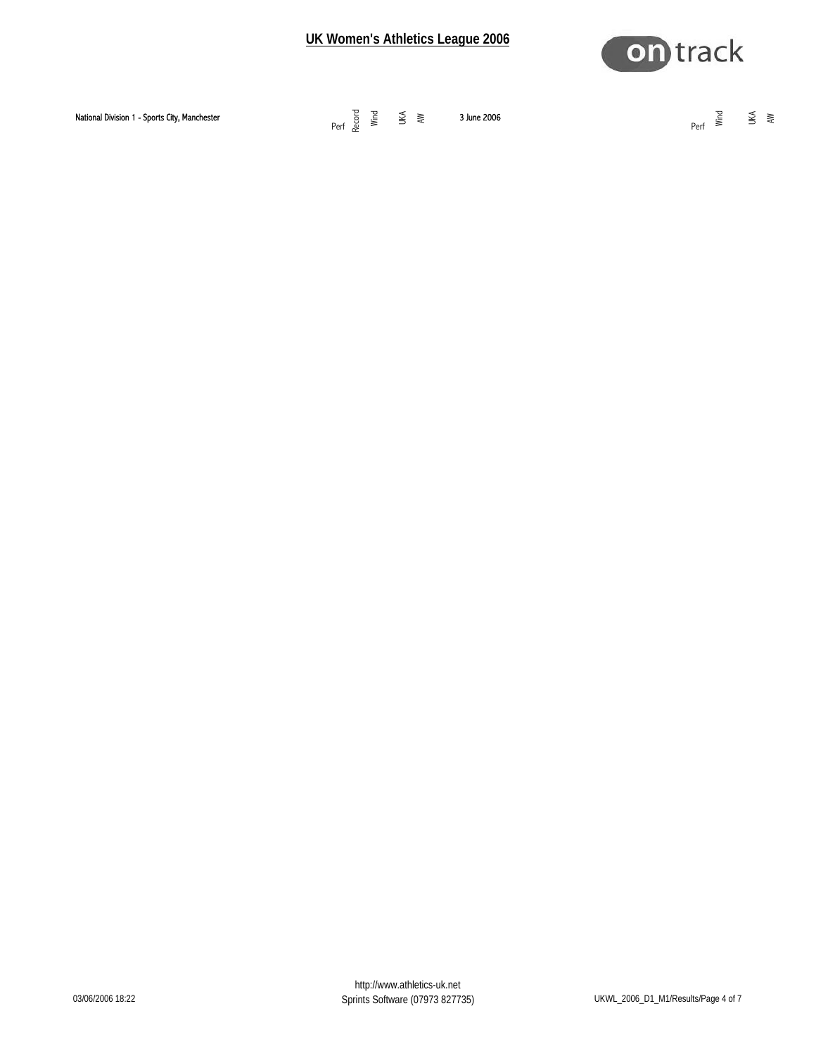## UK Women's Athletics League 2006

National Division 1 - Sports City, Manchester | Perf | Record | Wind | UKA | AW | 3 June 2006 | Perf | Wind | UKA | AW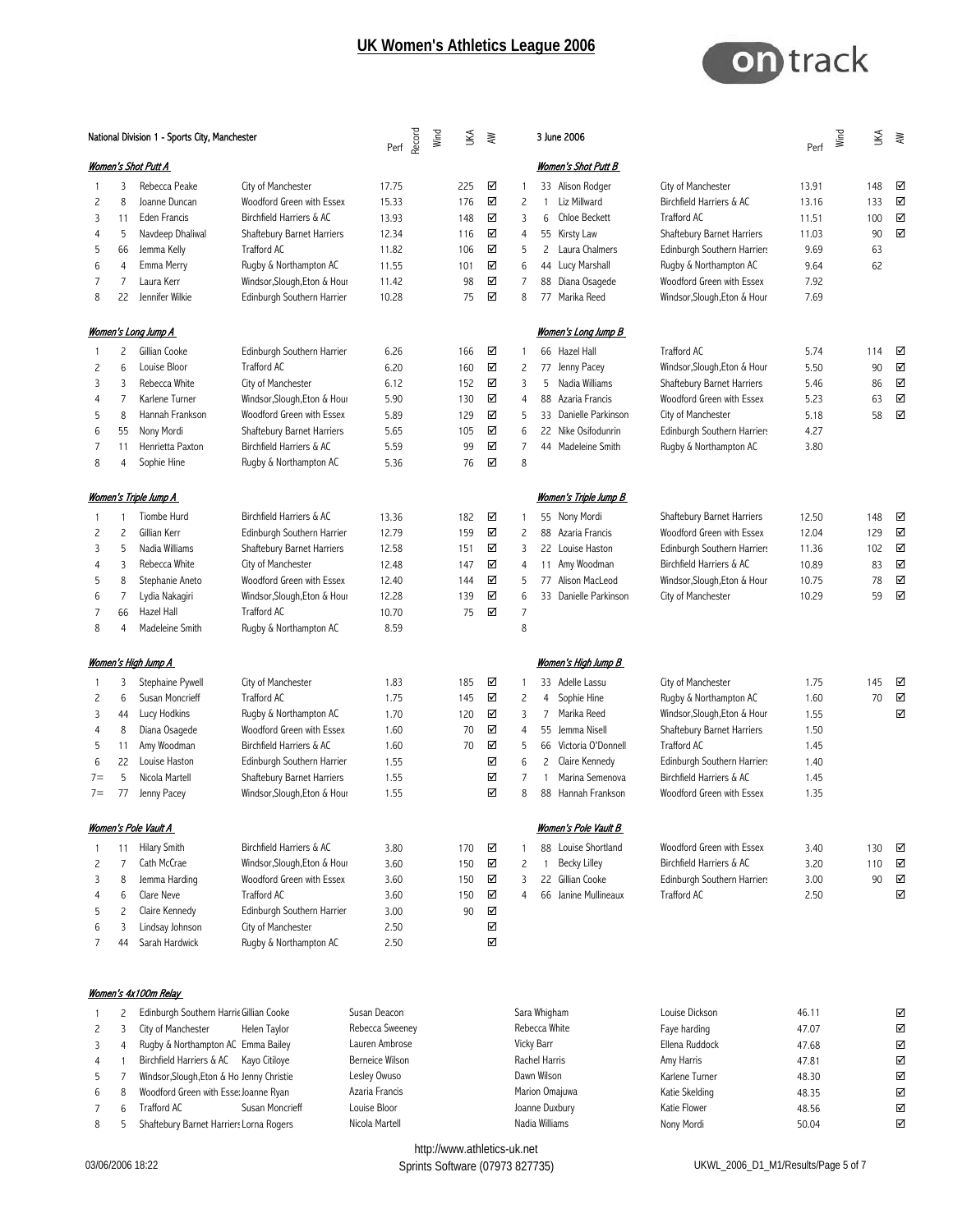# UK Women's Athletics League 2006

National Division 1 - Sports City, Manchester — 3 June 2006

## Women's Shot Putt A

| Pos | No | Name | Club | Perf | Record | Wind | UKA | AW |
|---|---|---|---|---|---|---|---|---|
| 1 | 3 | Rebecca Peake | City of Manchester | 17.75 | | | 225 | ☑ |
| 2 | 8 | Joanne Duncan | Woodford Green with Essex | 15.33 | | | 176 | ☑ |
| 3 | 11 | Eden Francis | Birchfield Harriers & AC | 13.93 | | | 148 | ☑ |
| 4 | 5 | Navdeep Dhaliwal | Shaftebury Barnet Harriers | 12.34 | | | 116 | ☑ |
| 5 | 66 | Jemma Kelly | Trafford AC | 11.82 | | | 106 | ☑ |
| 6 | 4 | Emma Merry | Rugby & Northampton AC | 11.55 | | | 101 | ☑ |
| 7 | 7 | Laura Kerr | Windsor,Slough,Eton & Hour | 11.42 | | | 98 | ☑ |
| 8 | 22 | Jennifer Wilkie | Edinburgh Southern Harrier | 10.28 | | | 75 | ☑ |

## Women's Shot Putt B

| Pos | No | Name | Club | Perf | Wind | UKA | AW |
|---|---|---|---|---|---|---|---|
| 1 | 33 | Alison Rodger | City of Manchester | 13.91 | | 148 | ☑ |
| 2 | 1 | Liz Millward | Birchfield Harriers & AC | 13.16 | | 133 | ☑ |
| 3 | 6 | Chloe Beckett | Trafford AC | 11.51 | | 100 | ☑ |
| 4 | 55 | Kirsty Law | Shaftebury Barnet Harriers | 11.03 | | 90 | ☑ |
| 5 | 2 | Laura Chalmers | Edinburgh Southern Harriers | 9.69 | | 63 | |
| 6 | 44 | Lucy Marshall | Rugby & Northampton AC | 9.64 | | 62 | |
| 7 | 88 | Diana Osagede | Woodford Green with Essex | 7.92 | | | |
| 8 | 77 | Marika Reed | Windsor,Slough,Eton & Hour | 7.69 | | | |

## Women's Long Jump A

| Pos | No | Name | Club | Perf | Record | Wind | UKA | AW |
|---|---|---|---|---|---|---|---|---|
| 1 | 2 | Gillian Cooke | Edinburgh Southern Harrier | 6.26 | | | 166 | ☑ |
| 2 | 6 | Louise Bloor | Trafford AC | 6.20 | | | 160 | ☑ |
| 3 | 3 | Rebecca White | City of Manchester | 6.12 | | | 152 | ☑ |
| 4 | 7 | Karlene Turner | Windsor,Slough,Eton & Hour | 5.90 | | | 130 | ☑ |
| 5 | 8 | Hannah Frankson | Woodford Green with Essex | 5.89 | | | 129 | ☑ |
| 6 | 55 | Nony Mordi | Shaftebury Barnet Harriers | 5.65 | | | 105 | ☑ |
| 7 | 11 | Henrietta Paxton | Birchfield Harriers & AC | 5.59 | | | 99 | ☑ |
| 8 | 4 | Sophie Hine | Rugby & Northampton AC | 5.36 | | | 76 | ☑ |

## Women's Long Jump B

| Pos | No | Name | Club | Perf | Wind | UKA | AW |
|---|---|---|---|---|---|---|---|
| 1 | 66 | Hazel Hall | Trafford AC | 5.74 | | 114 | ☑ |
| 2 | 77 | Jenny Pacey | Windsor,Slough,Eton & Hour | 5.50 | | 90 | ☑ |
| 3 | 5 | Nadia Williams | Shaftebury Barnet Harriers | 5.46 | | 86 | ☑ |
| 4 | 88 | Azaria Francis | Woodford Green with Essex | 5.23 | | 63 | ☑ |
| 5 | 33 | Danielle Parkinson | City of Manchester | 5.18 | | 58 | ☑ |
| 6 | 22 | Nike Osifodunrin | Edinburgh Southern Harriers | 4.27 | | | |
| 7 | 44 | Madeleine Smith | Rugby & Northampton AC | 3.80 | | | |
| 8 | | | | | | | |

## Women's Triple Jump A

| Pos | No | Name | Club | Perf | Record | Wind | UKA | AW |
|---|---|---|---|---|---|---|---|---|
| 1 | 1 | Tiombe Hurd | Birchfield Harriers & AC | 13.36 | | | 182 | ☑ |
| 2 | 2 | Gillian Kerr | Edinburgh Southern Harrier | 12.79 | | | 159 | ☑ |
| 3 | 5 | Nadia Williams | Shaftebury Barnet Harriers | 12.58 | | | 151 | ☑ |
| 4 | 3 | Rebecca White | City of Manchester | 12.48 | | | 147 | ☑ |
| 5 | 8 | Stephanie Aneto | Woodford Green with Essex | 12.40 | | | 144 | ☑ |
| 6 | 7 | Lydia Nakagiri | Windsor,Slough,Eton & Hour | 12.28 | | | 139 | ☑ |
| 7 | 66 | Hazel Hall | Trafford AC | 10.70 | | | 75 | ☑ |
| 8 | 4 | Madeleine Smith | Rugby & Northampton AC | 8.59 | | | | |

## Women's Triple Jump B

| Pos | No | Name | Club | Perf | Wind | UKA | AW |
|---|---|---|---|---|---|---|---|
| 1 | 55 | Nony Mordi | Shaftebury Barnet Harriers | 12.50 | | 148 | ☑ |
| 2 | 88 | Azaria Francis | Woodford Green with Essex | 12.04 | | 129 | ☑ |
| 3 | 22 | Louise Haston | Edinburgh Southern Harriers | 11.36 | | 102 | ☑ |
| 4 | 11 | Amy Woodman | Birchfield Harriers & AC | 10.89 | | 83 | ☑ |
| 5 | 77 | Alison MacLeod | Windsor,Slough,Eton & Hour | 10.75 | | 78 | ☑ |
| 6 | 33 | Danielle Parkinson | City of Manchester | 10.29 | | 59 | ☑ |
| 7 | | | | | | | |
| 8 | | | | | | | |

## Women's High Jump A

| Pos | No | Name | Club | Perf | Record | Wind | UKA | AW |
|---|---|---|---|---|---|---|---|---|
| 1 | 3 | Stephaine Pywell | City of Manchester | 1.83 | | | 185 | ☑ |
| 2 | 6 | Susan Moncrieff | Trafford AC | 1.75 | | | 145 | ☑ |
| 3 | 44 | Lucy Hodkins | Rugby & Northampton AC | 1.70 | | | 120 | ☑ |
| 4 | 8 | Diana Osagede | Woodford Green with Essex | 1.60 | | | 70 | ☑ |
| 5 | 11 | Amy Woodman | Birchfield Harriers & AC | 1.60 | | | 70 | ☑ |
| 6 | 22 | Louise Haston | Edinburgh Southern Harrier | 1.55 | | | | ☑ |
| 7= | 5 | Nicola Martell | Shaftebury Barnet Harriers | 1.55 | | | | ☑ |
| 7= | 77 | Jenny Pacey | Windsor,Slough,Eton & Hour | 1.55 | | | | ☑ |

## Women's High Jump B

| Pos | No | Name | Club | Perf | Wind | UKA | AW |
|---|---|---|---|---|---|---|---|
| 1 | 33 | Adelle Lassu | City of Manchester | 1.75 | | 145 | ☑ |
| 2 | 4 | Sophie Hine | Rugby & Northampton AC | 1.60 | | 70 | ☑ |
| 3 | 7 | Marika Reed | Windsor,Slough,Eton & Hour | 1.55 | | | ☑ |
| 4 | 55 | Jemma Nisell | Shaftebury Barnet Harriers | 1.50 | | | |
| 5 | 66 | Victoria O'Donnell | Trafford AC | 1.45 | | | |
| 6 | 2 | Claire Kennedy | Edinburgh Southern Harriers | 1.40 | | | |
| 7 | 1 | Marina Semenova | Birchfield Harriers & AC | 1.45 | | | |
| 8 | 88 | Hannah Frankson | Woodford Green with Essex | 1.35 | | | |

## Women's Pole Vault A

| Pos | No | Name | Club | Perf | Record | Wind | UKA | AW |
|---|---|---|---|---|---|---|---|---|
| 1 | 11 | Hilary Smith | Birchfield Harriers & AC | 3.80 | | | 170 | ☑ |
| 2 | 7 | Cath McCrae | Windsor,Slough,Eton & Hour | 3.60 | | | 150 | ☑ |
| 3 | 8 | Jemma Harding | Woodford Green with Essex | 3.60 | | | 150 | ☑ |
| 4 | 6 | Clare Neve | Trafford AC | 3.60 | | | 150 | ☑ |
| 5 | 2 | Claire Kennedy | Edinburgh Southern Harrier | 3.00 | | | 90 | ☑ |
| 6 | 3 | Lindsay Johnson | City of Manchester | 2.50 | | | | ☑ |
| 7 | 44 | Sarah Hardwick | Rugby & Northampton AC | 2.50 | | | | ☑ |

## Women's Pole Vault B

| Pos | No | Name | Club | Perf | Wind | UKA | AW |
|---|---|---|---|---|---|---|---|
| 1 | 88 | Louise Shortland | Woodford Green with Essex | 3.40 | | 130 | ☑ |
| 2 | 1 | Becky Lilley | Birchfield Harriers & AC | 3.20 | | 110 | ☑ |
| 3 | 22 | Gillian Cooke | Edinburgh Southern Harriers | 3.00 | | 90 | ☑ |
| 4 | 66 | Janine Mullineaux | Trafford AC | 2.50 | | | ☑ |

## Women's 4x100m Relay

| Pos | No | Club | Runner 1 | Runner 2 | Runner 3 | Runner 4 | Perf | AW |
|---|---|---|---|---|---|---|---|---|
| 1 | 2 | Edinburgh Southern Harrie | Gillian Cooke | Susan Deacon | Sara Whigham | Louise Dickson | 46.11 | ☑ |
| 2 | 3 | City of Manchester | Helen Taylor | Rebecca Sweeney | Rebecca White | Faye harding | 47.07 | ☑ |
| 3 | 4 | Rugby & Northampton AC | Emma Bailey | Lauren Ambrose | Vicky Barr | Ellena Ruddock | 47.68 | ☑ |
| 4 | 1 | Birchfield Harriers & AC | Kayo Citiloye | Berneice Wilson | Rachel Harris | Amy Harris | 47.81 | ☑ |
| 5 | 7 | Windsor,Slough,Eton & Ho | Jenny Christie | Lesley Owuso | Dawn Wilson | Karlene Turner | 48.30 | ☑ |
| 6 | 8 | Woodford Green with Esse | Joanne Ryan | Azaria Francis | Marion Omajuwa | Katie Skelding | 48.35 | ☑ |
| 7 | 6 | Trafford AC | Susan Moncrieff | Louise Bloor | Joanne Duxbury | Katie Flower | 48.56 | ☑ |
| 8 | 5 | Shaftebury Barnet Harriers | Lorna Rogers | Nicola Martell | Nadia Williams | Nony Mordi | 50.04 | ☑ |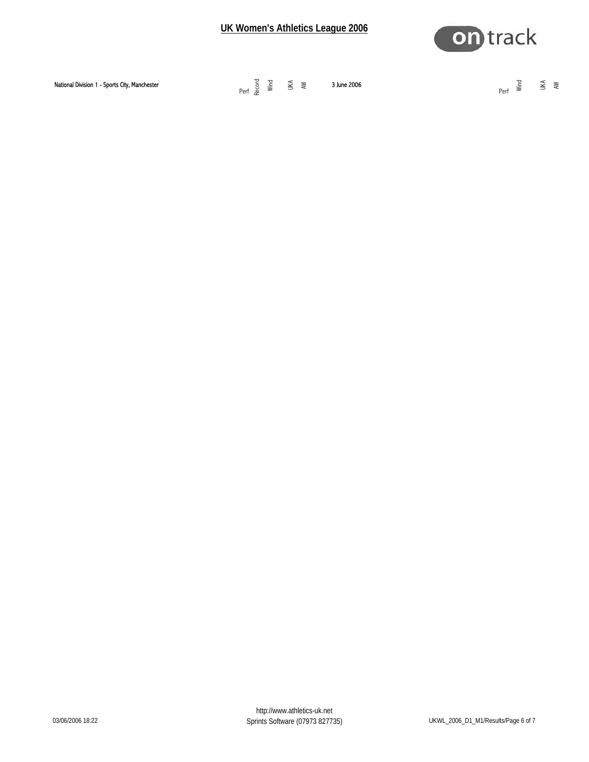National Division 1 - Sports City, Manchester

| Perf | Record | Wind | UKA | AW | 3 June 2006 | Perf | Wind | UKA | AW |
|---|---|---|---|---|---|---|---|---|---|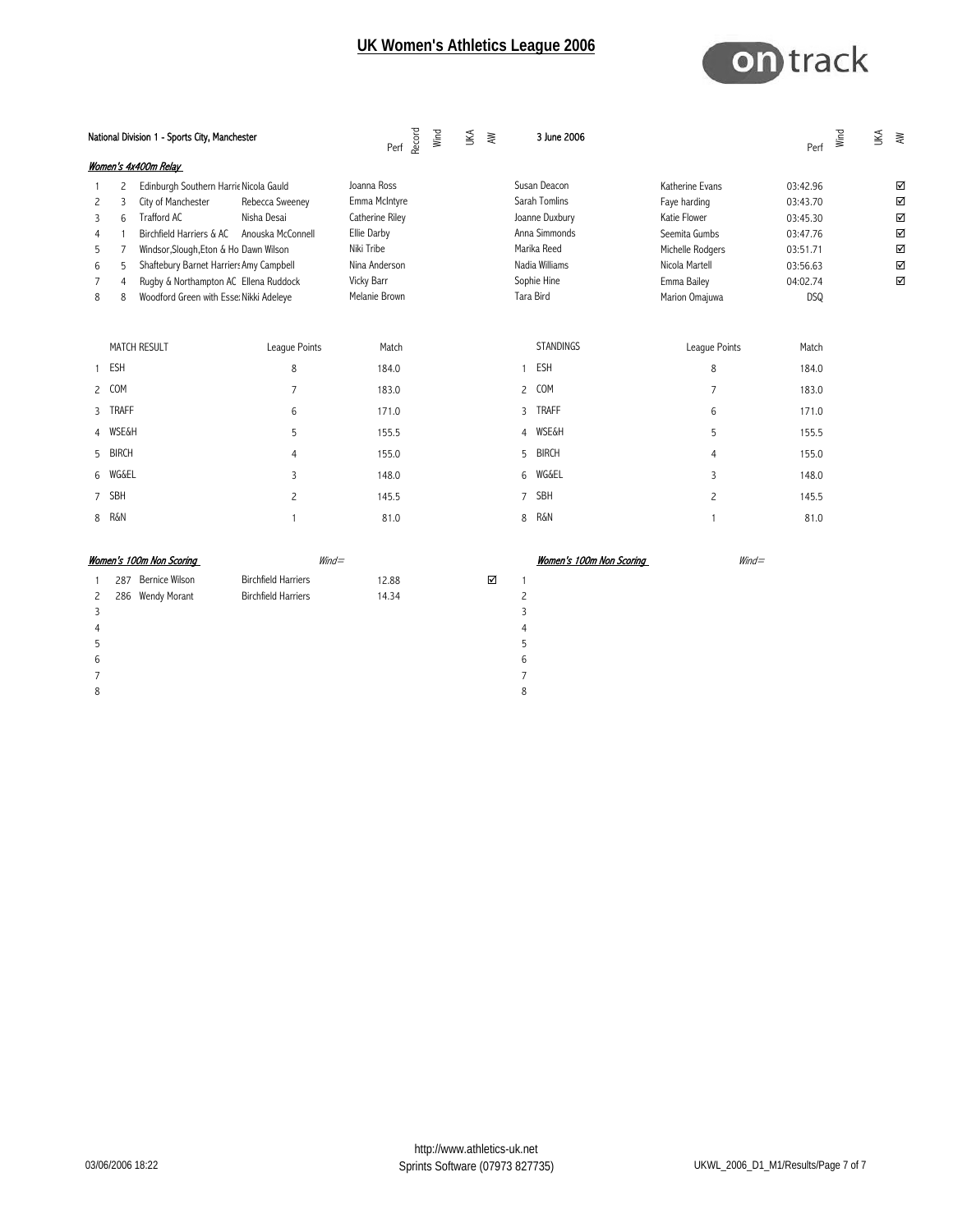# UK Women's Athletics League 2006

National Division 1 - Sports City, Manchester — 3 June 2006

### *Women's 4x400m Relay*

| | | | | | | | Perf | Wind | UKA | AW |
|---|---|---|---|---|---|---|---|---|---|---|
| 1 | 2 | Edinburgh Southern Harrie | Nicola Gauld | Joanna Ross | Susan Deacon | Katherine Evans | 03:42.96 | | | ☑ |
| 2 | 3 | City of Manchester | Rebecca Sweeney | Emma McIntyre | Sarah Tomlins | Faye harding | 03:43.70 | | | ☑ |
| 3 | 6 | Trafford AC | Nisha Desai | Catherine Riley | Joanne Duxbury | Katie Flower | 03:45.30 | | | ☑ |
| 4 | 1 | Birchfield Harriers & AC | Anouska McConnell | Ellie Darby | Anna Simmonds | Seemita Gumbs | 03:47.76 | | | ☑ |
| 5 | 7 | Windsor,Slough,Eton & Ho | Dawn Wilson | Niki Tribe | Marika Reed | Michelle Rodgers | 03:51.71 | | | ☑ |
| 6 | 5 | Shaftebury Barnet Harriers | Amy Campbell | Nina Anderson | Nadia Williams | Nicola Martell | 03:56.63 | | | ☑ |
| 7 | 4 | Rugby & Northampton AC | Ellena Ruddock | Vicky Barr | Sophie Hine | Emma Bailey | 04:02.74 | | | ☑ |
| 8 | 8 | Woodford Green with Esse | Nikki Adeleye | Melanie Brown | Tara Bird | Marion Omajuwa | DSQ | | | |

| | MATCH RESULT | League Points | Match |
|---|---|---|---|
| 1 | ESH | 8 | 184.0 |
| 2 | COM | 7 | 183.0 |
| 3 | TRAFF | 6 | 171.0 |
| 4 | WSE&H | 5 | 155.5 |
| 5 | BIRCH | 4 | 155.0 |
| 6 | WG&EL | 3 | 148.0 |
| 7 | SBH | 2 | 145.5 |
| 8 | R&N | 1 | 81.0 |

| | STANDINGS | League Points | Match |
|---|---|---|---|
| 1 | ESH | 8 | 184.0 |
| 2 | COM | 7 | 183.0 |
| 3 | TRAFF | 6 | 171.0 |
| 4 | WSE&H | 5 | 155.5 |
| 5 | BIRCH | 4 | 155.0 |
| 6 | WG&EL | 3 | 148.0 |
| 7 | SBH | 2 | 145.5 |
| 8 | R&N | 1 | 81.0 |

### *Women's 100m Non Scoring* — *Wind=*

| | | | | Perf | AW |
|---|---|---|---|---|---|
| 1 | 287 | Bernice Wilson | Birchfield Harriers | 12.88 | ☑ |
| 2 | 286 | Wendy Morant | Birchfield Harriers | 14.34 | |
| 3 | | | | | |
| 4 | | | | | |
| 5 | | | | | |
| 6 | | | | | |
| 7 | | | | | |
| 8 | | | | | |

### *Women's 100m Non Scoring* — *Wind=*

| | | | | Perf |
|---|---|---|---|---|
| 1 | | | | |
| 2 | | | | |
| 3 | | | | |
| 4 | | | | |
| 5 | | | | |
| 6 | | | | |
| 7 | | | | |
| 8 | | | | |

03/06/2006 18:22 — http://www.athletics-uk.net — Sprints Software (07973 827735) — UKWL_2006_D1_M1/Results